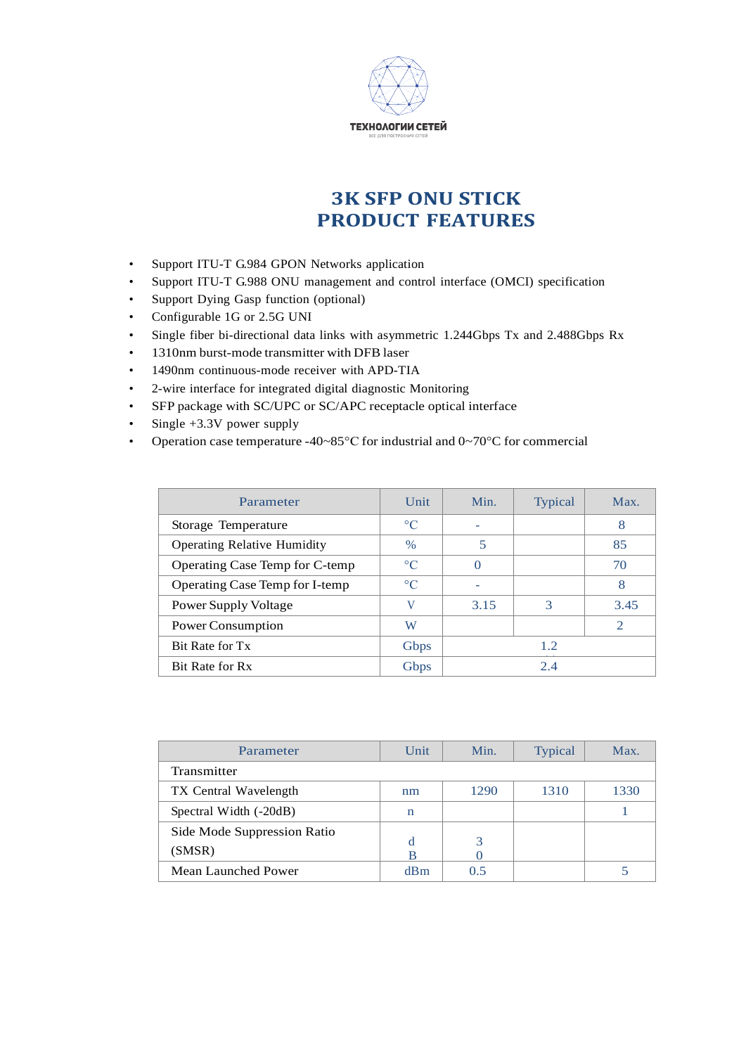ТЕХНОЛОГИИ СЕТЕЙ

ВСЕ ДЛЯ ПОСТРОЕНИЯ СЕТЕЙ

# 3K SFP ONU STICK
# PRODUCT FEATURES

- Support ITU-T G.984 GPON Networks application
- Support ITU-T G.988 ONU management and control interface (OMCI) specification
- Support Dying Gasp function (optional)
- Configurable 1G or 2.5G UNI
- Single fiber bi-directional data links with asymmetric 1.244Gbps Tx and 2.488Gbps Rx
- 1310nm burst-mode transmitter with DFB laser
- 1490nm continuous-mode receiver with APD-TIA
- 2-wire interface for integrated digital diagnostic Monitoring
- SFP package with SC/UPC or SC/APC receptacle optical interface
- Single +3.3V power supply
- Operation case temperature -40~85°C for industrial and 0~70°C for commercial

| Parameter | Unit | Min. | Typical | Max. |
|---|---|---|---|---|
| Storage Temperature | °C | - | | 8 |
| Operating Relative Humidity | % | 5 | | 85 |
| Operating Case Temp for C-temp | °C | 0 | | 70 |
| Operating Case Temp for I-temp | °C | - | | 8 |
| Power Supply Voltage | V | 3.15 | 3 | 3.45 |
| Power Consumption | W | | | 2 |
| Bit Rate for Tx | Gbps | | 1.2 | |
| Bit Rate for Rx | Gbps | | 2.4 | |

| Parameter | Unit | Min. | Typical | Max. |
|---|---|---|---|---|
| Transmitter | | | | |
| TX Central Wavelength | nm | 1290 | 1310 | 1330 |
| Spectral Width (-20dB) | n | | | 1 |
| Side Mode Suppression Ratio (SMSR) | dB | 30 | | |
| Mean Launched Power | dBm | 0.5 | | 5 |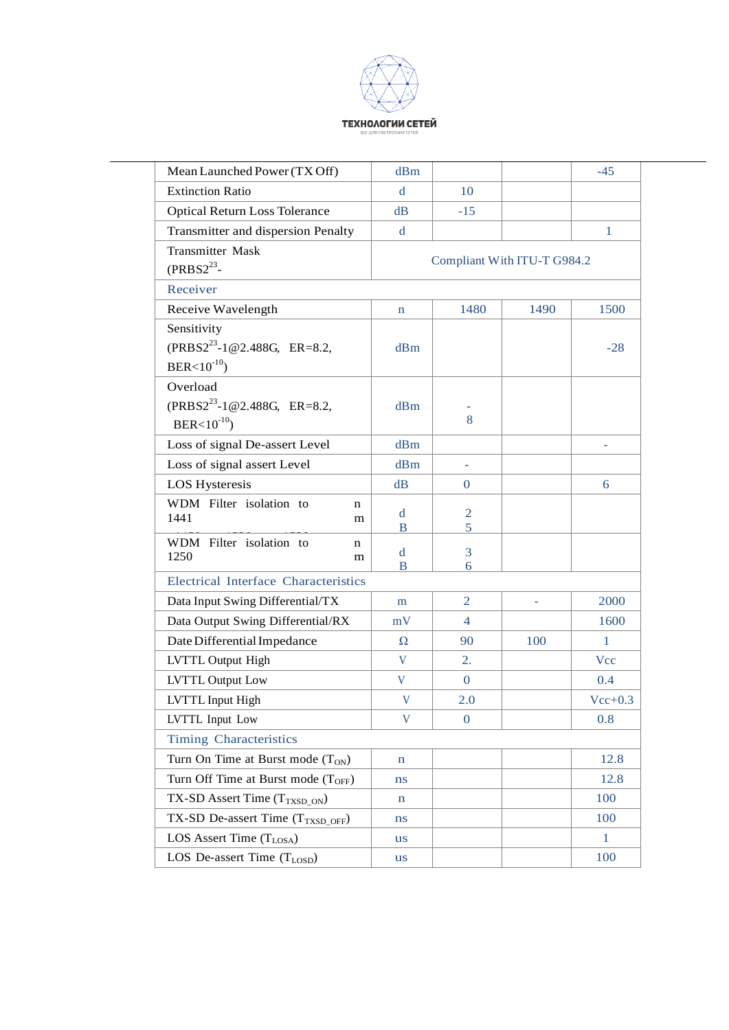| | | | | |
|---|---|---|---|---|
| Mean Launched Power (TX Off) | dBm | | | -45 |
| Extinction Ratio | d | 10 | | |
| Optical Return Loss Tolerance | dB | -15 | | |
| Transmitter and dispersion Penalty | d | | | 1 |
| Transmitter Mask ($PRBS2^{23}$- | Compliant With ITU-T G984.2 | | | |
| Receiver | | | | |
| Receive Wavelength | n | 1480 | 1490 | 1500 |
| Sensitivity ($PRBS2^{23}$-1@2.488G, ER=8.2, BER<$10^{-10}$) | dBm | | | -28 |
| Overload ($PRBS2^{23}$-1@2.488G, ER=8.2, BER<$10^{-10}$) | dBm | - 8 | | |
| Loss of signal De-assert Level | dBm | | | - |
| Loss of signal assert Level | dBm | - | | |
| LOS Hysteresis | dB | 0 | | 6 |
| WDM Filter isolation to 1441 nm | dB | 25 | | |
| WDM Filter isolation to 1250 nm | dB | 36 | | |
| Electrical Interface Characteristics | | | | |
| Data Input Swing Differential/TX | m | 2 | - | 2000 |
| Data Output Swing Differential/RX | mV | 4 | | 1600 |
| Date Differential Impedance | Ω | 90 | 100 | 1 |
| LVTTL Output High | V | 2. | | Vcc |
| LVTTL Output Low | V | 0 | | 0.4 |
| LVTTL Input High | V | 2.0 | | Vcc+0.3 |
| LVTTL Input Low | V | 0 | | 0.8 |
| Timing Characteristics | | | | |
| Turn On Time at Burst mode ($T_{ON}$) | n | | | 12.8 |
| Turn Off Time at Burst mode ($T_{OFF}$) | ns | | | 12.8 |
| TX-SD Assert Time ($T_{TXSD\_ON}$) | n | | | 100 |
| TX-SD De-assert Time ($T_{TXSD\_OFF}$) | ns | | | 100 |
| LOS Assert Time ($T_{LOSA}$) | us | | | 1 |
| LOS De-assert Time ($T_{LOSD}$) | us | | | 100 |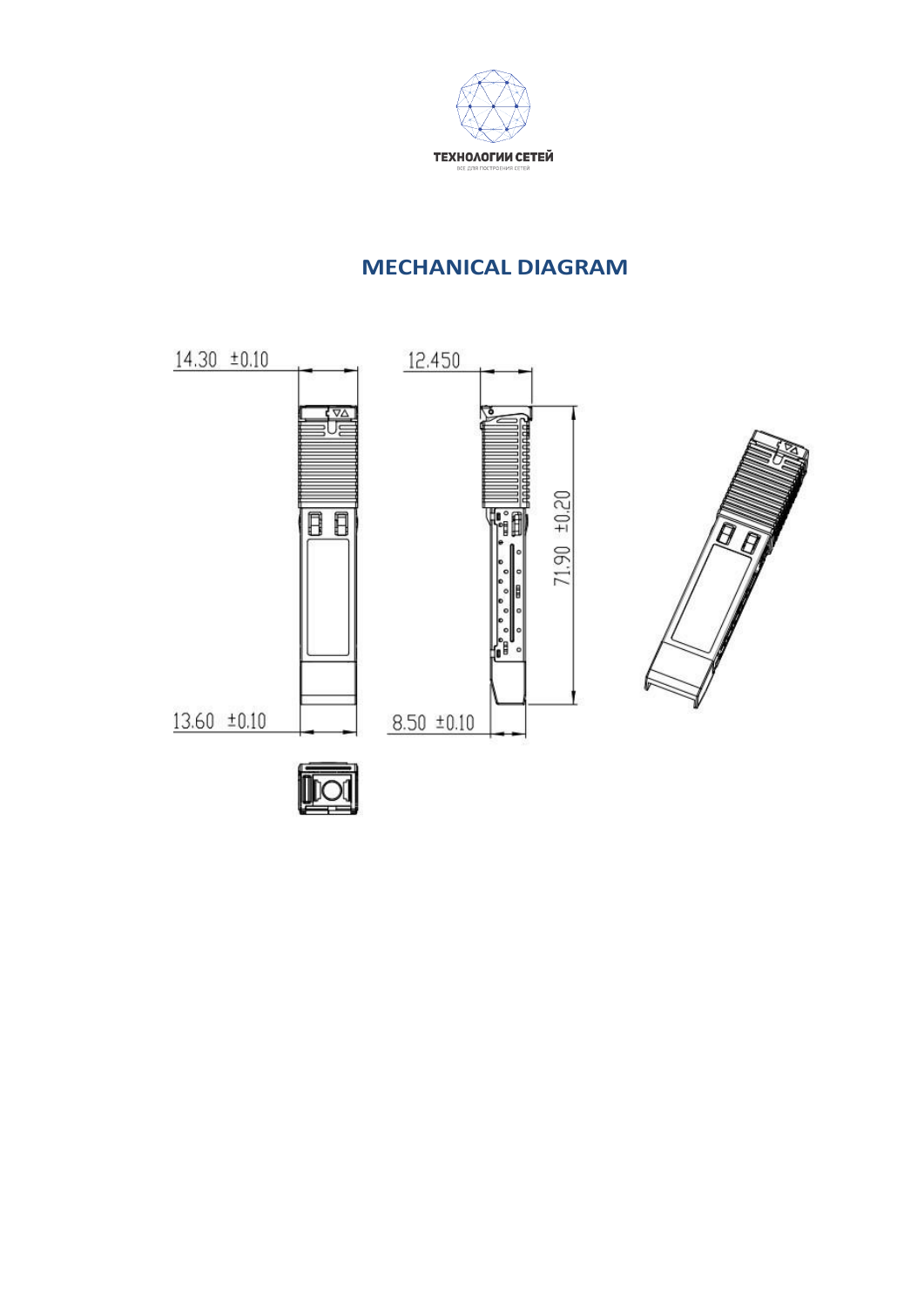## MECHANICAL DIAGRAM

14.30 ±0.10

12.450

71.90 ±0.20

13.60 ±0.10

8.50 ±0.10